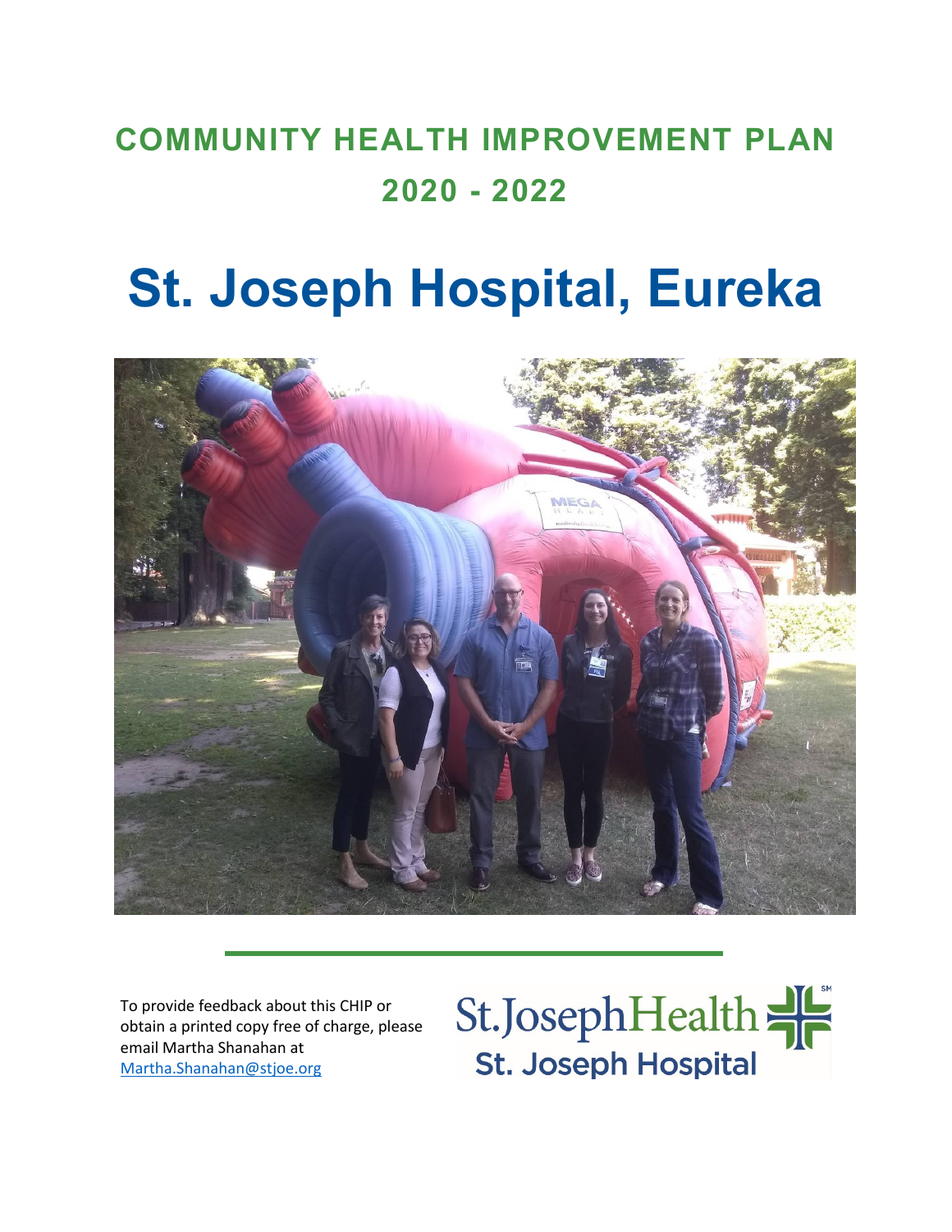# COMMUNITY HEALTH IMPROVEMENT PLAN 2020 - 2022

# St. Joseph Hospital, Eureka

To provide feedback about this CHIP or obtain a printed copy free of charge, please email Martha Shanahan at [Martha.Shanahan@stjoe.org](mailto:Martha.Shanahan@stjoe.org)

St.JosephHealth
St. Joseph Hospital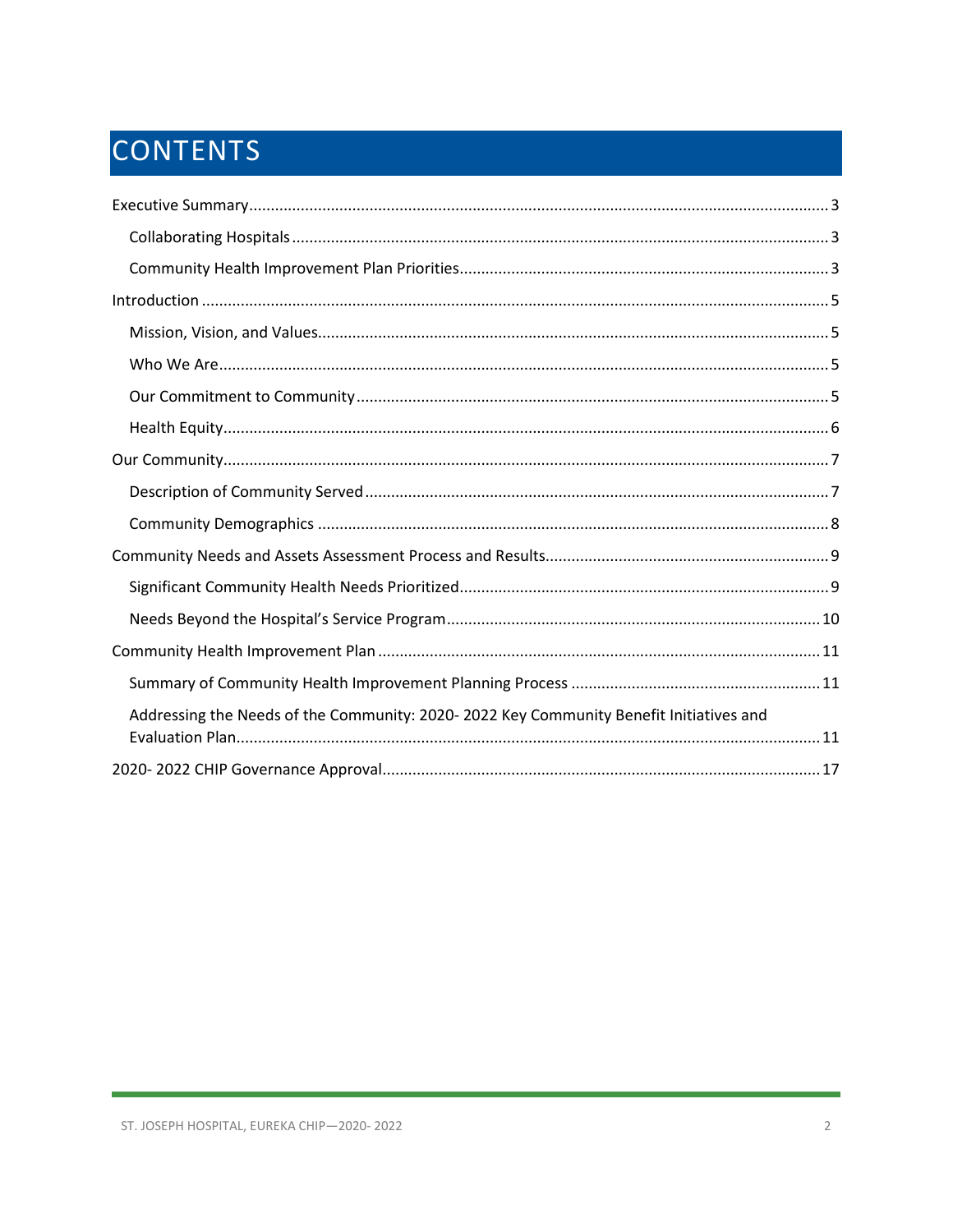# CONTENTS

Executive Summary ..... 3

- Collaborating Hospitals ..... 3
- Community Health Improvement Plan Priorities ..... 3

Introduction ..... 5

- Mission, Vision, and Values ..... 5
- Who We Are ..... 5
- Our Commitment to Community ..... 5
- Health Equity ..... 6

Our Community ..... 7

- Description of Community Served ..... 7
- Community Demographics ..... 8

Community Needs and Assets Assessment Process and Results ..... 9

- Significant Community Health Needs Prioritized ..... 9
- Needs Beyond the Hospital's Service Program ..... 10

Community Health Improvement Plan ..... 11

- Summary of Community Health Improvement Planning Process ..... 11
- Addressing the Needs of the Community: 2020- 2022 Key Community Benefit Initiatives and Evaluation Plan ..... 11

2020- 2022 CHIP Governance Approval ..... 17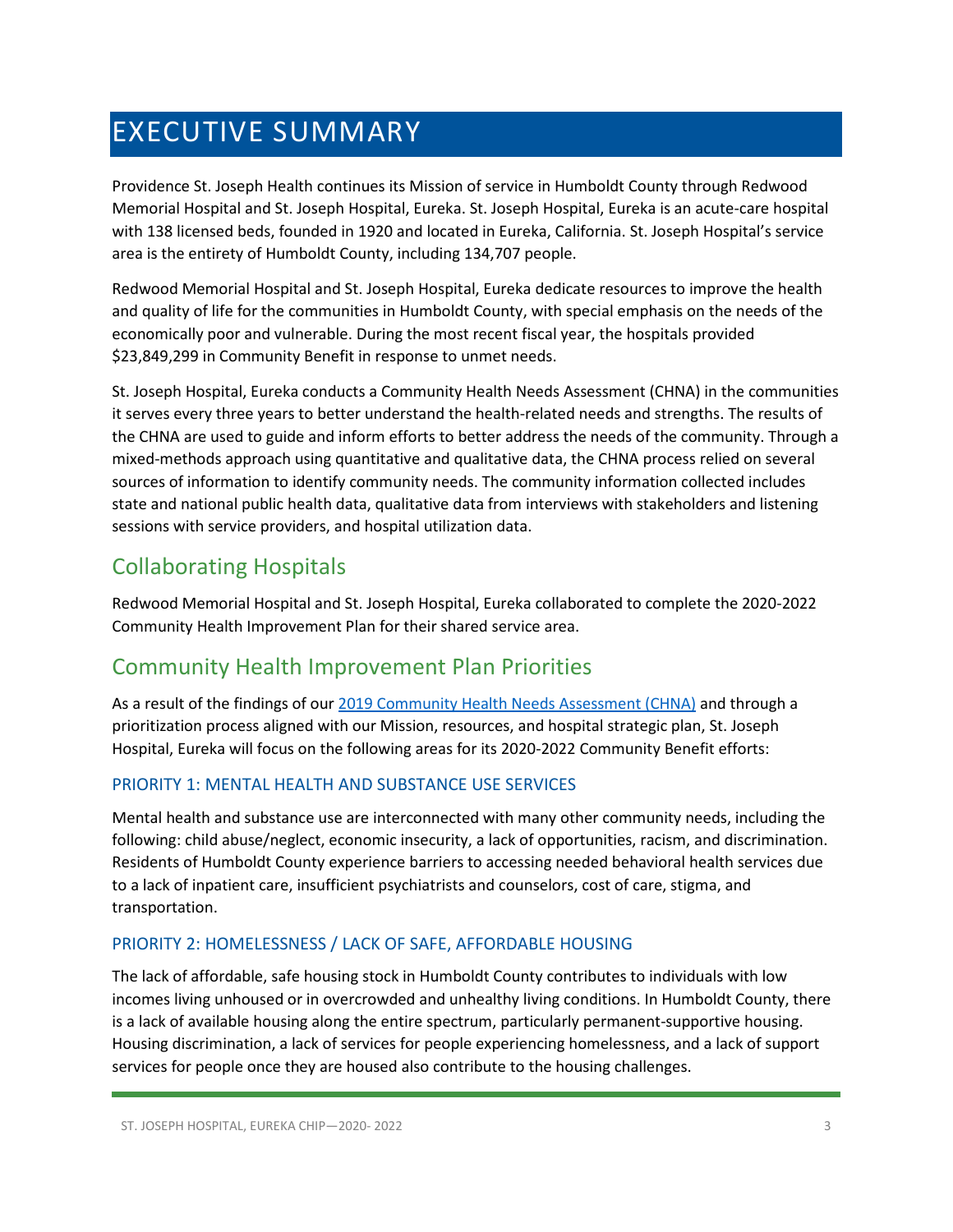# EXECUTIVE SUMMARY

Providence St. Joseph Health continues its Mission of service in Humboldt County through Redwood Memorial Hospital and St. Joseph Hospital, Eureka. St. Joseph Hospital, Eureka is an acute-care hospital with 138 licensed beds, founded in 1920 and located in Eureka, California. St. Joseph Hospital's service area is the entirety of Humboldt County, including 134,707 people.

Redwood Memorial Hospital and St. Joseph Hospital, Eureka dedicate resources to improve the health and quality of life for the communities in Humboldt County, with special emphasis on the needs of the economically poor and vulnerable. During the most recent fiscal year, the hospitals provided $23,849,299 in Community Benefit in response to unmet needs.

St. Joseph Hospital, Eureka conducts a Community Health Needs Assessment (CHNA) in the communities it serves every three years to better understand the health-related needs and strengths. The results of the CHNA are used to guide and inform efforts to better address the needs of the community. Through a mixed-methods approach using quantitative and qualitative data, the CHNA process relied on several sources of information to identify community needs. The community information collected includes state and national public health data, qualitative data from interviews with stakeholders and listening sessions with service providers, and hospital utilization data.

## Collaborating Hospitals

Redwood Memorial Hospital and St. Joseph Hospital, Eureka collaborated to complete the 2020-2022 Community Health Improvement Plan for their shared service area.

## Community Health Improvement Plan Priorities

As a result of the findings of our 2019 Community Health Needs Assessment (CHNA) and through a prioritization process aligned with our Mission, resources, and hospital strategic plan, St. Joseph Hospital, Eureka will focus on the following areas for its 2020-2022 Community Benefit efforts:

### PRIORITY 1: MENTAL HEALTH AND SUBSTANCE USE SERVICES

Mental health and substance use are interconnected with many other community needs, including the following: child abuse/neglect, economic insecurity, a lack of opportunities, racism, and discrimination. Residents of Humboldt County experience barriers to accessing needed behavioral health services due to a lack of inpatient care, insufficient psychiatrists and counselors, cost of care, stigma, and transportation.

### PRIORITY 2: HOMELESSNESS / LACK OF SAFE, AFFORDABLE HOUSING

The lack of affordable, safe housing stock in Humboldt County contributes to individuals with low incomes living unhoused or in overcrowded and unhealthy living conditions. In Humboldt County, there is a lack of available housing along the entire spectrum, particularly permanent-supportive housing. Housing discrimination, a lack of services for people experiencing homelessness, and a lack of support services for people once they are housed also contribute to the housing challenges.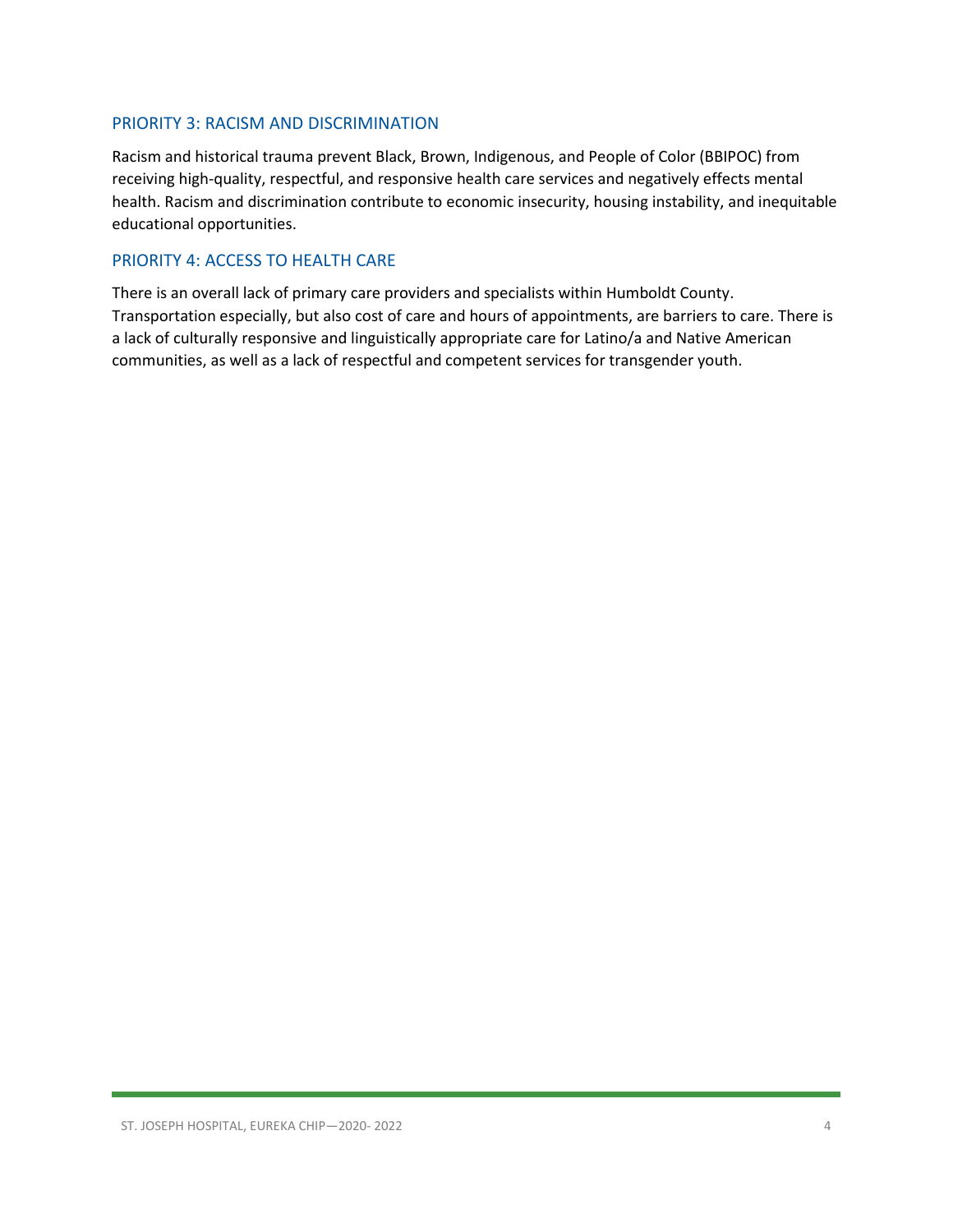### PRIORITY 3: RACISM AND DISCRIMINATION

Racism and historical trauma prevent Black, Brown, Indigenous, and People of Color (BBIPOC) from receiving high-quality, respectful, and responsive health care services and negatively effects mental health. Racism and discrimination contribute to economic insecurity, housing instability, and inequitable educational opportunities.

### PRIORITY 4: ACCESS TO HEALTH CARE

There is an overall lack of primary care providers and specialists within Humboldt County. Transportation especially, but also cost of care and hours of appointments, are barriers to care. There is a lack of culturally responsive and linguistically appropriate care for Latino/a and Native American communities, as well as a lack of respectful and competent services for transgender youth.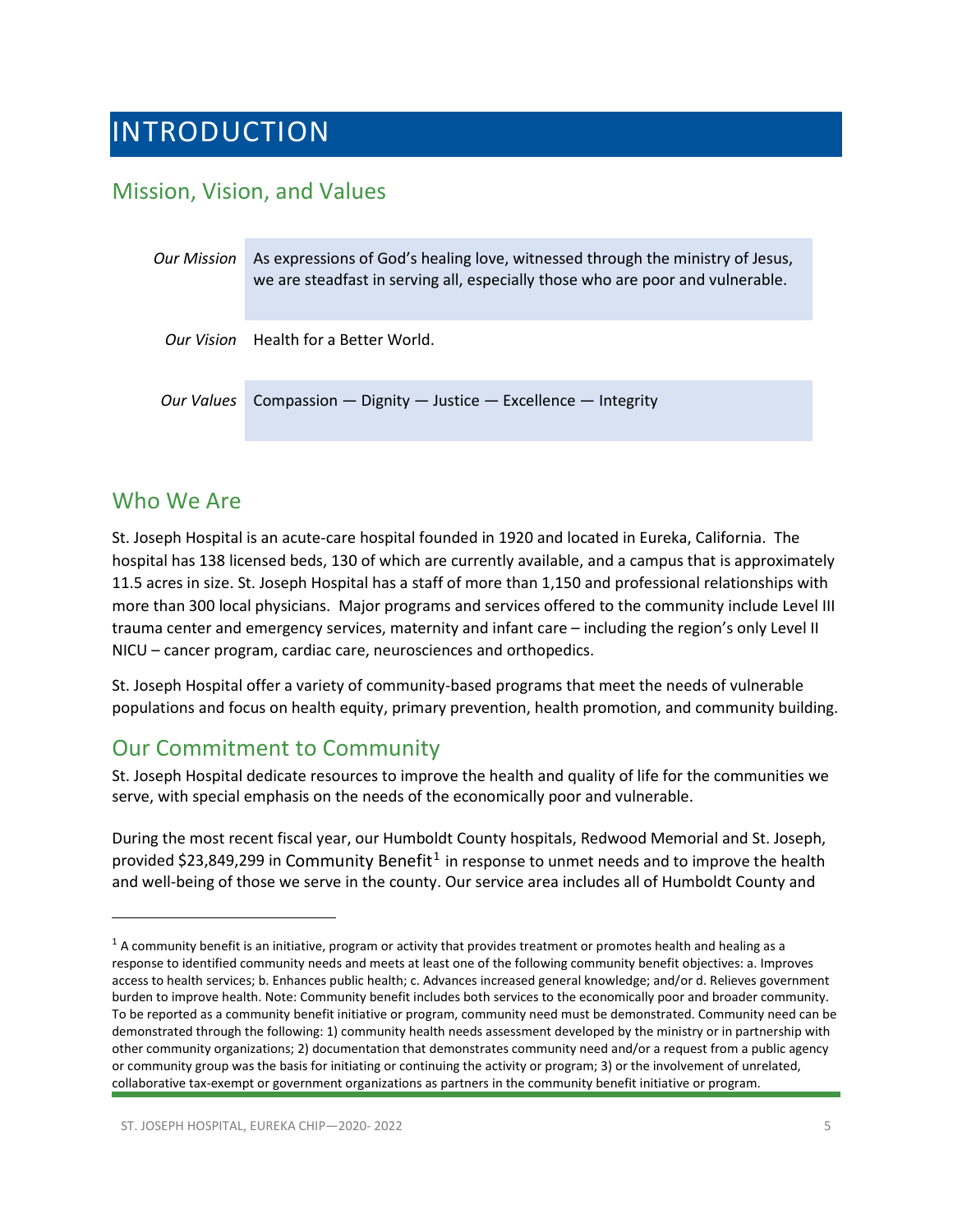# INTRODUCTION

## Mission, Vision, and Values

| | |
|---|---|
| *Our Mission* | As expressions of God's healing love, witnessed through the ministry of Jesus, we are steadfast in serving all, especially those who are poor and vulnerable. |
| *Our Vision* | Health for a Better World. |
| *Our Values* | Compassion — Dignity — Justice — Excellence — Integrity |

## Who We Are

St. Joseph Hospital is an acute-care hospital founded in 1920 and located in Eureka, California. The hospital has 138 licensed beds, 130 of which are currently available, and a campus that is approximately 11.5 acres in size. St. Joseph Hospital has a staff of more than 1,150 and professional relationships with more than 300 local physicians. Major programs and services offered to the community include Level III trauma center and emergency services, maternity and infant care – including the region's only Level II NICU – cancer program, cardiac care, neurosciences and orthopedics.

St. Joseph Hospital offer a variety of community-based programs that meet the needs of vulnerable populations and focus on health equity, primary prevention, health promotion, and community building.

## Our Commitment to Community

St. Joseph Hospital dedicate resources to improve the health and quality of life for the communities we serve, with special emphasis on the needs of the economically poor and vulnerable.

During the most recent fiscal year, our Humboldt County hospitals, Redwood Memorial and St. Joseph, provided $23,849,299 in Community Benefit[1] in response to unmet needs and to improve the health and well-being of those we serve in the county. Our service area includes all of Humboldt County and

[1] A community benefit is an initiative, program or activity that provides treatment or promotes health and healing as a response to identified community needs and meets at least one of the following community benefit objectives: a. Improves access to health services; b. Enhances public health; c. Advances increased general knowledge; and/or d. Relieves government burden to improve health. Note: Community benefit includes both services to the economically poor and broader community. To be reported as a community benefit initiative or program, community need must be demonstrated. Community need can be demonstrated through the following: 1) community health needs assessment developed by the ministry or in partnership with other community organizations; 2) documentation that demonstrates community need and/or a request from a public agency or community group was the basis for initiating or continuing the activity or program; 3) or the involvement of unrelated, collaborative tax-exempt or government organizations as partners in the community benefit initiative or program.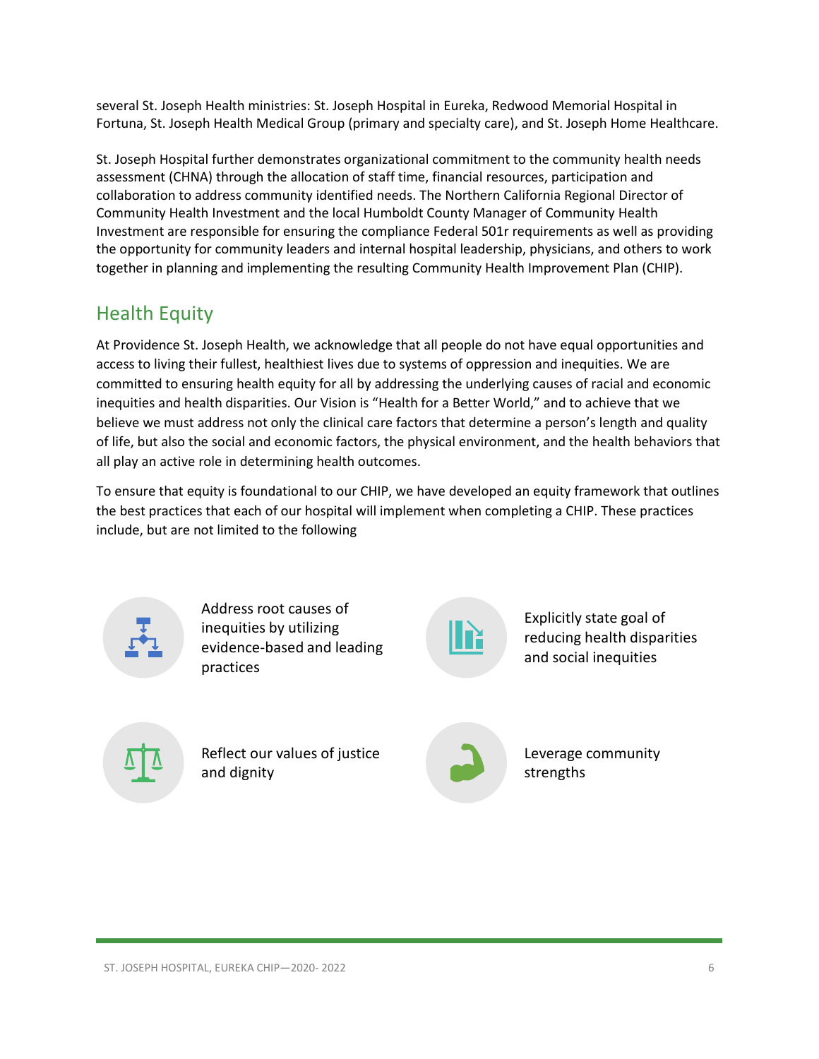several St. Joseph Health ministries: St. Joseph Hospital in Eureka, Redwood Memorial Hospital in Fortuna, St. Joseph Health Medical Group (primary and specialty care), and St. Joseph Home Healthcare.

St. Joseph Hospital further demonstrates organizational commitment to the community health needs assessment (CHNA) through the allocation of staff time, financial resources, participation and collaboration to address community identified needs. The Northern California Regional Director of Community Health Investment and the local Humboldt County Manager of Community Health Investment are responsible for ensuring the compliance Federal 501r requirements as well as providing the opportunity for community leaders and internal hospital leadership, physicians, and others to work together in planning and implementing the resulting Community Health Improvement Plan (CHIP).

## Health Equity

At Providence St. Joseph Health, we acknowledge that all people do not have equal opportunities and access to living their fullest, healthiest lives due to systems of oppression and inequities. We are committed to ensuring health equity for all by addressing the underlying causes of racial and economic inequities and health disparities. Our Vision is "Health for a Better World," and to achieve that we believe we must address not only the clinical care factors that determine a person's length and quality of life, but also the social and economic factors, the physical environment, and the health behaviors that all play an active role in determining health outcomes.

To ensure that equity is foundational to our CHIP, we have developed an equity framework that outlines the best practices that each of our hospital will implement when completing a CHIP. These practices include, but are not limited to the following

- Address root causes of inequities by utilizing evidence-based and leading practices
- Explicitly state goal of reducing health disparities and social inequities
- Reflect our values of justice and dignity
- Leverage community strengths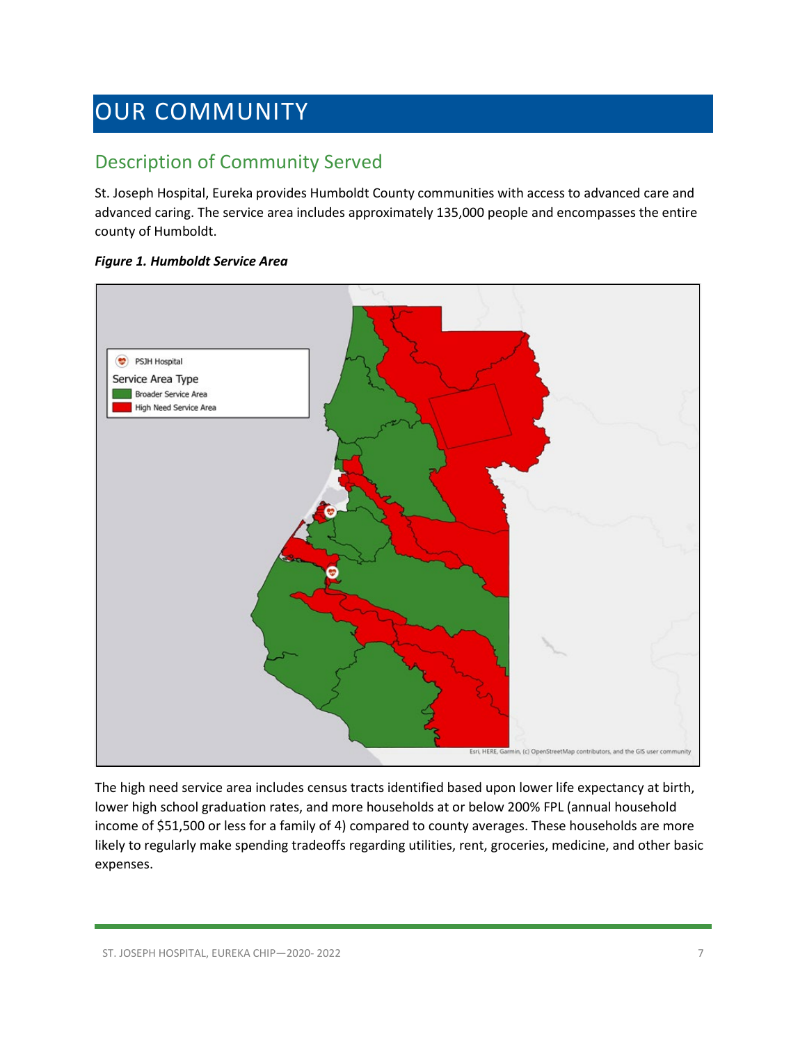# OUR COMMUNITY

## Description of Community Served

St. Joseph Hospital, Eureka provides Humboldt County communities with access to advanced care and advanced caring. The service area includes approximately 135,000 people and encompasses the entire county of Humboldt.

***Figure 1. Humboldt Service Area***

The high need service area includes census tracts identified based upon lower life expectancy at birth, lower high school graduation rates, and more households at or below 200% FPL (annual household income of $51,500 or less for a family of 4) compared to county averages. These households are more likely to regularly make spending tradeoffs regarding utilities, rent, groceries, medicine, and other basic expenses.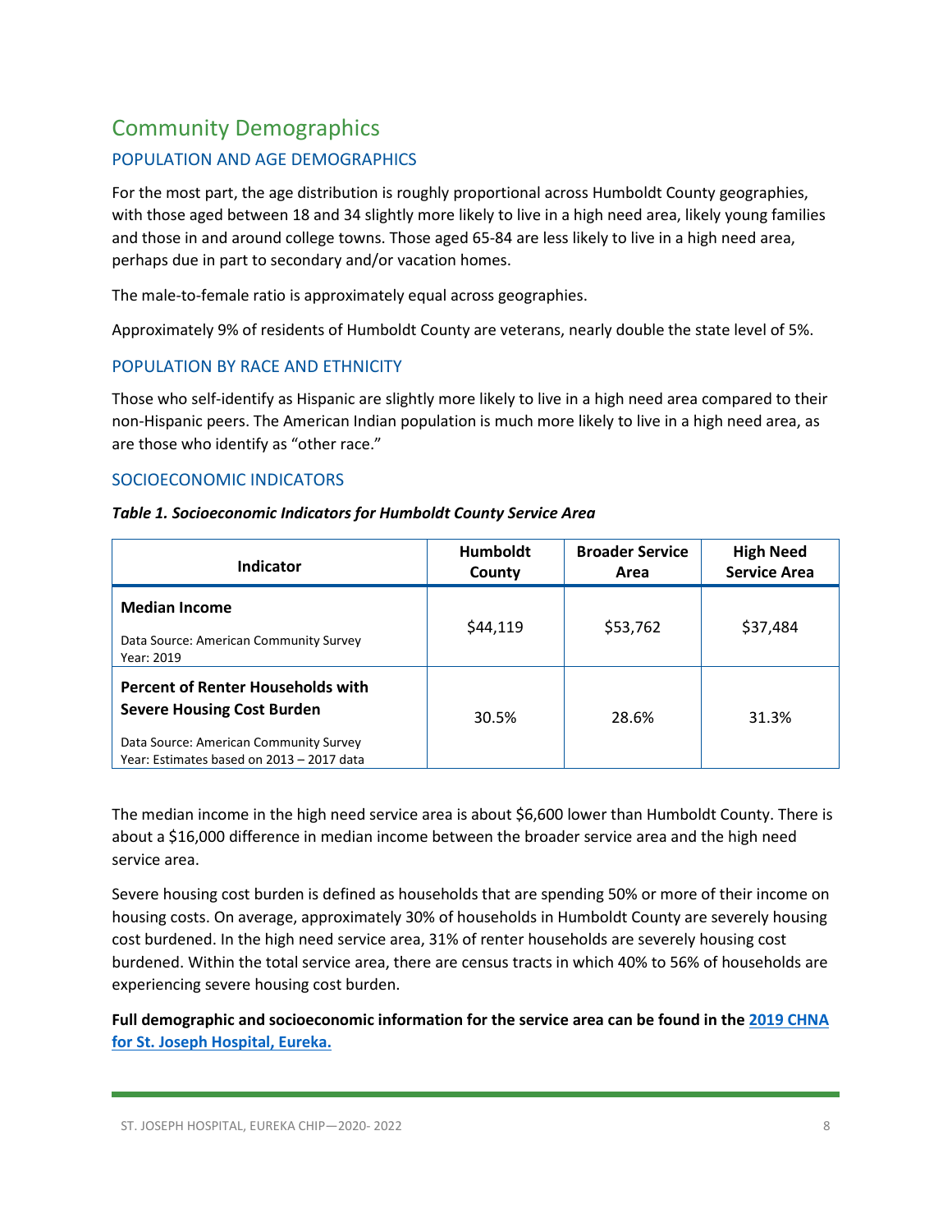## Community Demographics

### POPULATION AND AGE DEMOGRAPHICS

For the most part, the age distribution is roughly proportional across Humboldt County geographies, with those aged between 18 and 34 slightly more likely to live in a high need area, likely young families and those in and around college towns. Those aged 65-84 are less likely to live in a high need area, perhaps due in part to secondary and/or vacation homes.

The male-to-female ratio is approximately equal across geographies.

Approximately 9% of residents of Humboldt County are veterans, nearly double the state level of 5%.

### POPULATION BY RACE AND ETHNICITY

Those who self-identify as Hispanic are slightly more likely to live in a high need area compared to their non-Hispanic peers. The American Indian population is much more likely to live in a high need area, as are those who identify as "other race."

### SOCIOECONOMIC INDICATORS

***Table 1. Socioeconomic Indicators for Humboldt County Service Area***

| Indicator | Humboldt County | Broader Service Area | High Need Service Area |
|---|---|---|---|
| **Median Income**<br>Data Source: American Community Survey<br>Year: 2019 | $44,119 | $53,762 | $37,484 |
| **Percent of Renter Households with Severe Housing Cost Burden**<br>Data Source: American Community Survey<br>Year: Estimates based on 2013 – 2017 data | 30.5% | 28.6% | 31.3% |

The median income in the high need service area is about $6,600 lower than Humboldt County. There is about a $16,000 difference in median income between the broader service area and the high need service area.

Severe housing cost burden is defined as households that are spending 50% or more of their income on housing costs. On average, approximately 30% of households in Humboldt County are severely housing cost burdened. In the high need service area, 31% of renter households are severely housing cost burdened. Within the total service area, there are census tracts in which 40% to 56% of households are experiencing severe housing cost burden.

**Full demographic and socioeconomic information for the service area can be found in the [2019 CHNA for St. Joseph Hospital, Eureka.]()**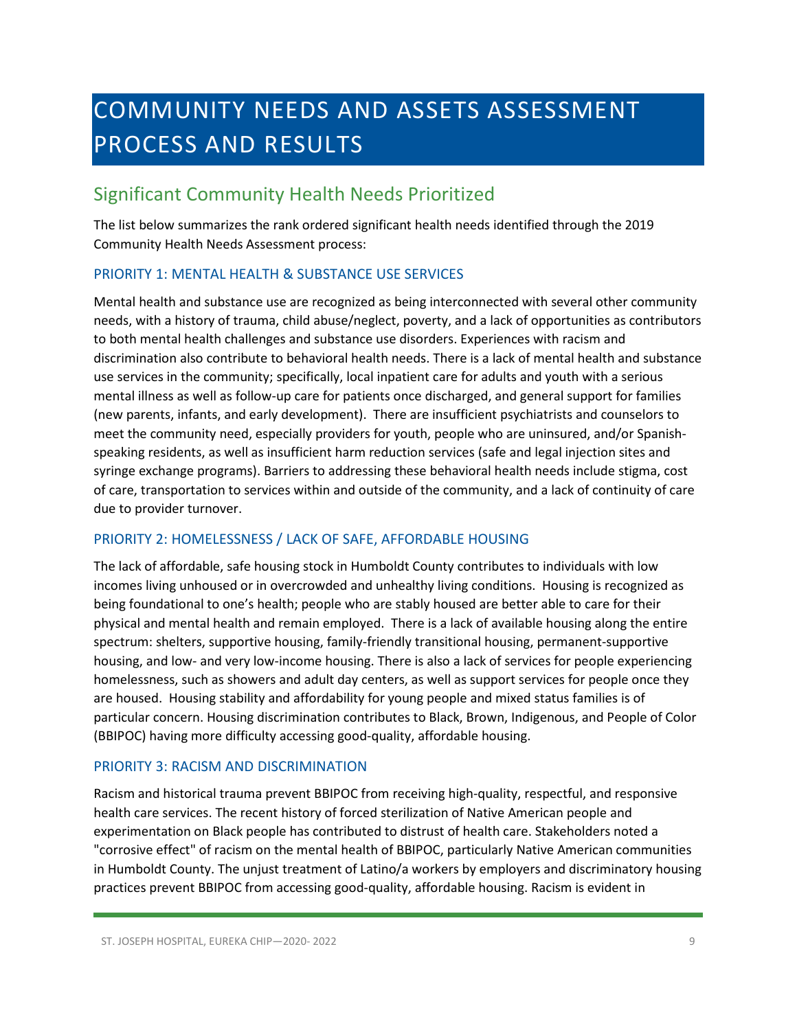# COMMUNITY NEEDS AND ASSETS ASSESSMENT PROCESS AND RESULTS

## Significant Community Health Needs Prioritized

The list below summarizes the rank ordered significant health needs identified through the 2019 Community Health Needs Assessment process:

### PRIORITY 1: MENTAL HEALTH & SUBSTANCE USE SERVICES

Mental health and substance use are recognized as being interconnected with several other community needs, with a history of trauma, child abuse/neglect, poverty, and a lack of opportunities as contributors to both mental health challenges and substance use disorders. Experiences with racism and discrimination also contribute to behavioral health needs. There is a lack of mental health and substance use services in the community; specifically, local inpatient care for adults and youth with a serious mental illness as well as follow-up care for patients once discharged, and general support for families (new parents, infants, and early development). There are insufficient psychiatrists and counselors to meet the community need, especially providers for youth, people who are uninsured, and/or Spanish-speaking residents, as well as insufficient harm reduction services (safe and legal injection sites and syringe exchange programs). Barriers to addressing these behavioral health needs include stigma, cost of care, transportation to services within and outside of the community, and a lack of continuity of care due to provider turnover.

### PRIORITY 2: HOMELESSNESS / LACK OF SAFE, AFFORDABLE HOUSING

The lack of affordable, safe housing stock in Humboldt County contributes to individuals with low incomes living unhoused or in overcrowded and unhealthy living conditions. Housing is recognized as being foundational to one's health; people who are stably housed are better able to care for their physical and mental health and remain employed. There is a lack of available housing along the entire spectrum: shelters, supportive housing, family-friendly transitional housing, permanent-supportive housing, and low- and very low-income housing. There is also a lack of services for people experiencing homelessness, such as showers and adult day centers, as well as support services for people once they are housed. Housing stability and affordability for young people and mixed status families is of particular concern. Housing discrimination contributes to Black, Brown, Indigenous, and People of Color (BBIPOC) having more difficulty accessing good-quality, affordable housing.

### PRIORITY 3: RACISM AND DISCRIMINATION

Racism and historical trauma prevent BBIPOC from receiving high-quality, respectful, and responsive health care services. The recent history of forced sterilization of Native American people and experimentation on Black people has contributed to distrust of health care. Stakeholders noted a "corrosive effect" of racism on the mental health of BBIPOC, particularly Native American communities in Humboldt County. The unjust treatment of Latino/a workers by employers and discriminatory housing practices prevent BBIPOC from accessing good-quality, affordable housing. Racism is evident in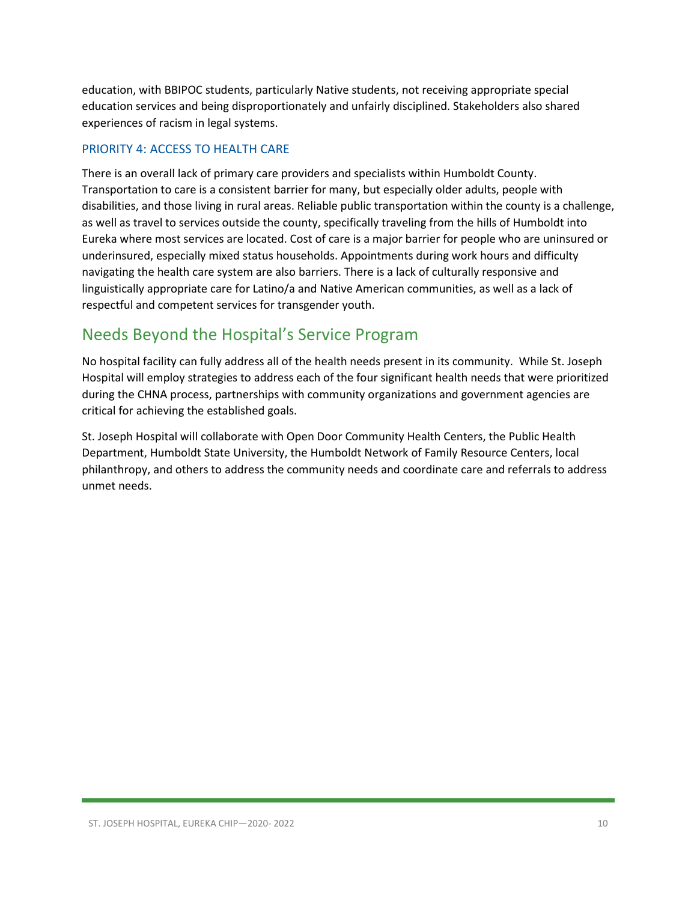education, with BBIPOC students, particularly Native students, not receiving appropriate special education services and being disproportionately and unfairly disciplined. Stakeholders also shared experiences of racism in legal systems.

### PRIORITY 4: ACCESS TO HEALTH CARE

There is an overall lack of primary care providers and specialists within Humboldt County. Transportation to care is a consistent barrier for many, but especially older adults, people with disabilities, and those living in rural areas. Reliable public transportation within the county is a challenge, as well as travel to services outside the county, specifically traveling from the hills of Humboldt into Eureka where most services are located. Cost of care is a major barrier for people who are uninsured or underinsured, especially mixed status households. Appointments during work hours and difficulty navigating the health care system are also barriers. There is a lack of culturally responsive and linguistically appropriate care for Latino/a and Native American communities, as well as a lack of respectful and competent services for transgender youth.

## Needs Beyond the Hospital's Service Program

No hospital facility can fully address all of the health needs present in its community. While St. Joseph Hospital will employ strategies to address each of the four significant health needs that were prioritized during the CHNA process, partnerships with community organizations and government agencies are critical for achieving the established goals.

St. Joseph Hospital will collaborate with Open Door Community Health Centers, the Public Health Department, Humboldt State University, the Humboldt Network of Family Resource Centers, local philanthropy, and others to address the community needs and coordinate care and referrals to address unmet needs.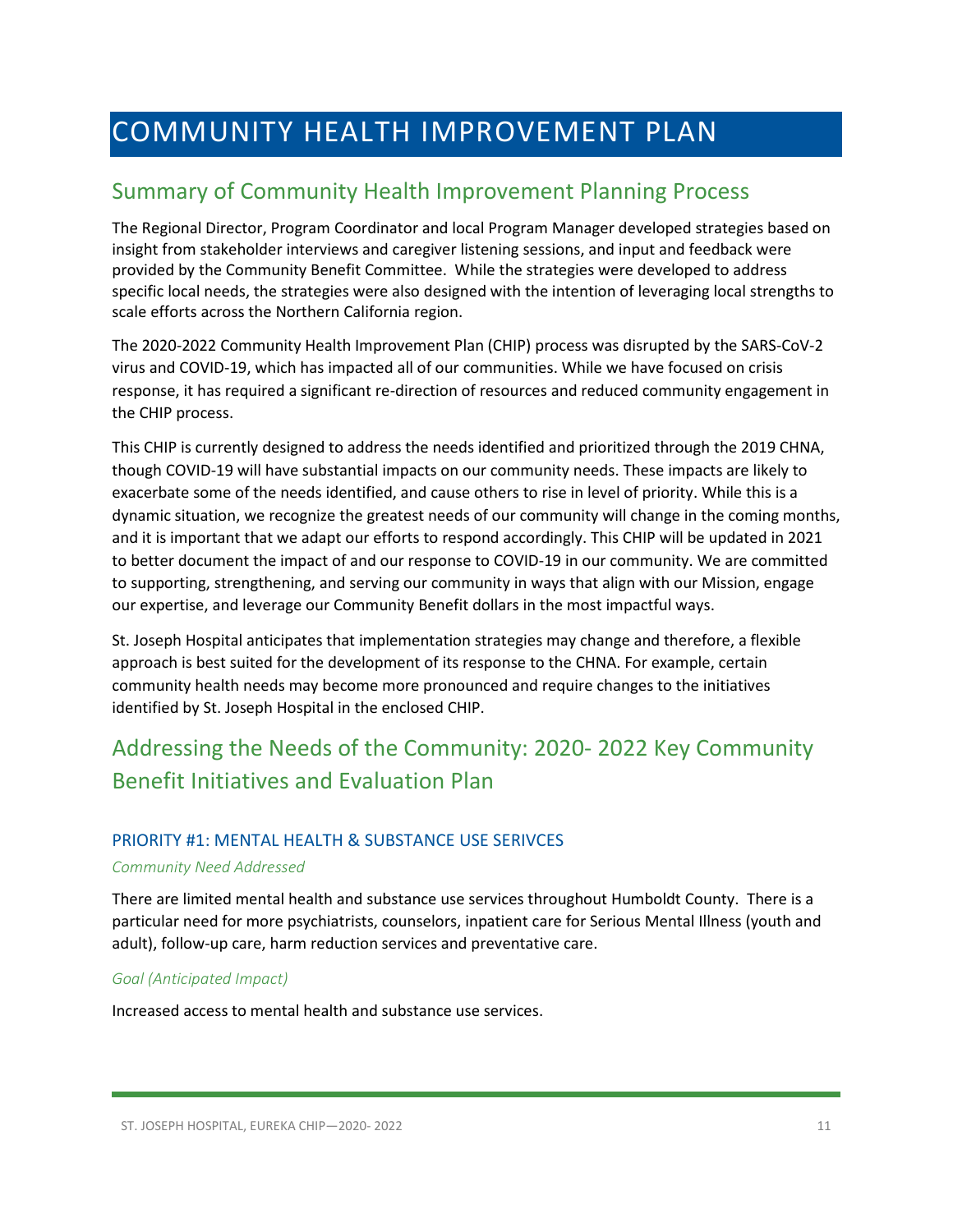# COMMUNITY HEALTH IMPROVEMENT PLAN

## Summary of Community Health Improvement Planning Process

The Regional Director, Program Coordinator and local Program Manager developed strategies based on insight from stakeholder interviews and caregiver listening sessions, and input and feedback were provided by the Community Benefit Committee. While the strategies were developed to address specific local needs, the strategies were also designed with the intention of leveraging local strengths to scale efforts across the Northern California region.

The 2020-2022 Community Health Improvement Plan (CHIP) process was disrupted by the SARS-CoV-2 virus and COVID-19, which has impacted all of our communities. While we have focused on crisis response, it has required a significant re-direction of resources and reduced community engagement in the CHIP process.

This CHIP is currently designed to address the needs identified and prioritized through the 2019 CHNA, though COVID-19 will have substantial impacts on our community needs. These impacts are likely to exacerbate some of the needs identified, and cause others to rise in level of priority. While this is a dynamic situation, we recognize the greatest needs of our community will change in the coming months, and it is important that we adapt our efforts to respond accordingly. This CHIP will be updated in 2021 to better document the impact of and our response to COVID-19 in our community. We are committed to supporting, strengthening, and serving our community in ways that align with our Mission, engage our expertise, and leverage our Community Benefit dollars in the most impactful ways.

St. Joseph Hospital anticipates that implementation strategies may change and therefore, a flexible approach is best suited for the development of its response to the CHNA. For example, certain community health needs may become more pronounced and require changes to the initiatives identified by St. Joseph Hospital in the enclosed CHIP.

## Addressing the Needs of the Community: 2020- 2022 Key Community Benefit Initiatives and Evaluation Plan

### PRIORITY #1: MENTAL HEALTH & SUBSTANCE USE SERIVCES

*Community Need Addressed*

There are limited mental health and substance use services throughout Humboldt County. There is a particular need for more psychiatrists, counselors, inpatient care for Serious Mental Illness (youth and adult), follow-up care, harm reduction services and preventative care.

*Goal (Anticipated Impact)*

Increased access to mental health and substance use services.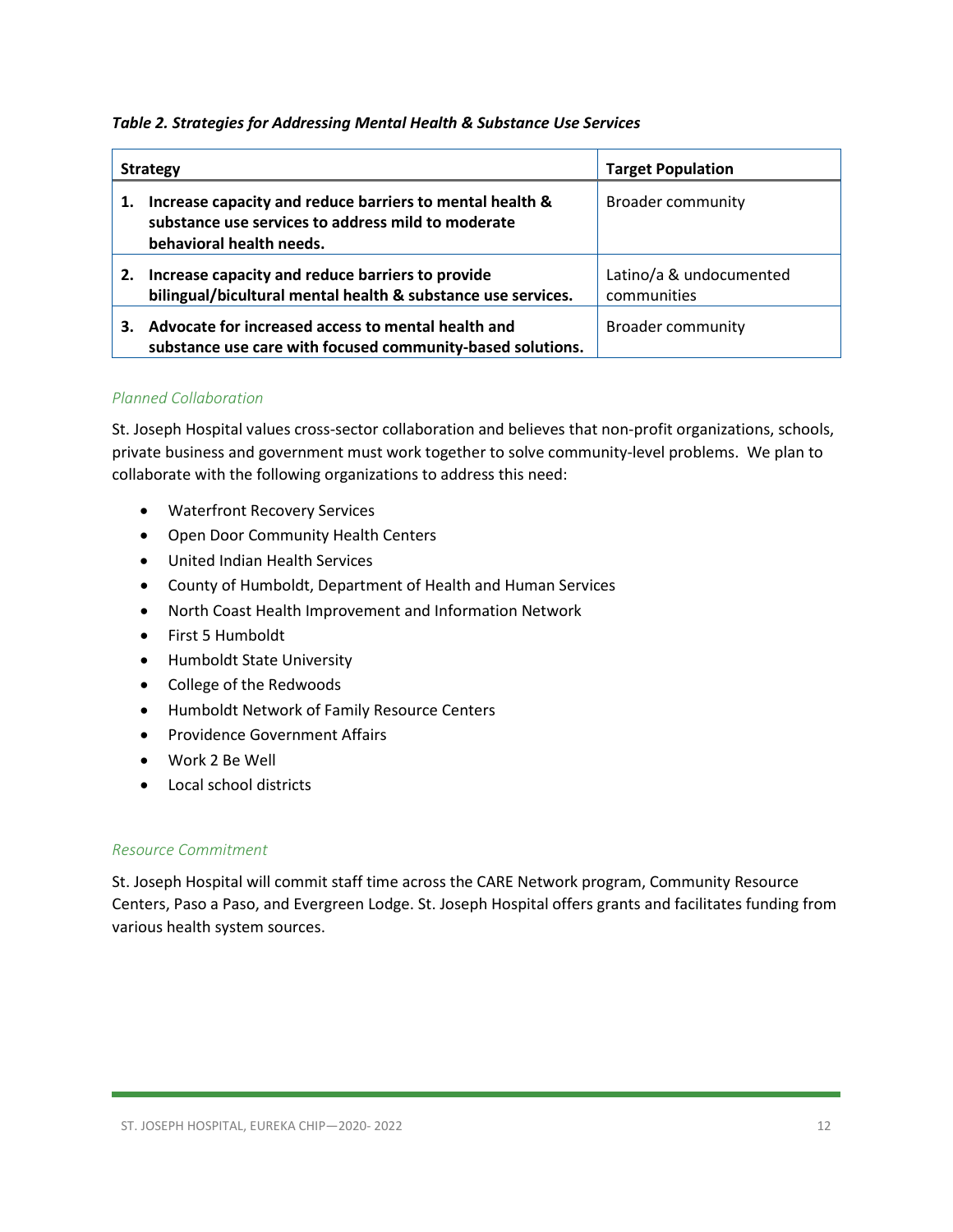*Table 2. Strategies for Addressing Mental Health & Substance Use Services*

| Strategy | Target Population |
|---|---|
| **1. Increase capacity and reduce barriers to mental health & substance use services to address mild to moderate behavioral health needs.** | Broader community |
| **2. Increase capacity and reduce barriers to provide bilingual/bicultural mental health & substance use services.** | Latino/a & undocumented communities |
| **3. Advocate for increased access to mental health and substance use care with focused community-based solutions.** | Broader community |

### *Planned Collaboration*

St. Joseph Hospital values cross-sector collaboration and believes that non-profit organizations, schools, private business and government must work together to solve community-level problems. We plan to collaborate with the following organizations to address this need:

- Waterfront Recovery Services
- Open Door Community Health Centers
- United Indian Health Services
- County of Humboldt, Department of Health and Human Services
- North Coast Health Improvement and Information Network
- First 5 Humboldt
- Humboldt State University
- College of the Redwoods
- Humboldt Network of Family Resource Centers
- Providence Government Affairs
- Work 2 Be Well
- Local school districts

### *Resource Commitment*

St. Joseph Hospital will commit staff time across the CARE Network program, Community Resource Centers, Paso a Paso, and Evergreen Lodge. St. Joseph Hospital offers grants and facilitates funding from various health system sources.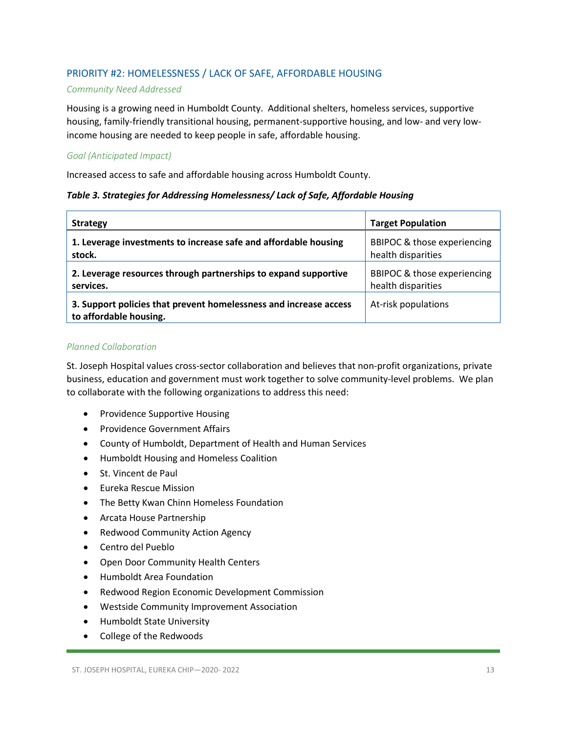## PRIORITY #2: HOMELESSNESS / LACK OF SAFE, AFFORDABLE HOUSING

*Community Need Addressed*

Housing is a growing need in Humboldt County. Additional shelters, homeless services, supportive housing, family-friendly transitional housing, permanent-supportive housing, and low- and very low-income housing are needed to keep people in safe, affordable housing.

*Goal (Anticipated Impact)*

Increased access to safe and affordable housing across Humboldt County.

***Table 3. Strategies for Addressing Homelessness/ Lack of Safe, Affordable Housing***

| Strategy | Target Population |
|---|---|
| **1. Leverage investments to increase safe and affordable housing stock.** | BBIPOC & those experiencing health disparities |
| **2. Leverage resources through partnerships to expand supportive services.** | BBIPOC & those experiencing health disparities |
| **3. Support policies that prevent homelessness and increase access to affordable housing.** | At-risk populations |

*Planned Collaboration*

St. Joseph Hospital values cross-sector collaboration and believes that non-profit organizations, private business, education and government must work together to solve community-level problems. We plan to collaborate with the following organizations to address this need:

- Providence Supportive Housing
- Providence Government Affairs
- County of Humboldt, Department of Health and Human Services
- Humboldt Housing and Homeless Coalition
- St. Vincent de Paul
- Eureka Rescue Mission
- The Betty Kwan Chinn Homeless Foundation
- Arcata House Partnership
- Redwood Community Action Agency
- Centro del Pueblo
- Open Door Community Health Centers
- Humboldt Area Foundation
- Redwood Region Economic Development Commission
- Westside Community Improvement Association
- Humboldt State University
- College of the Redwoods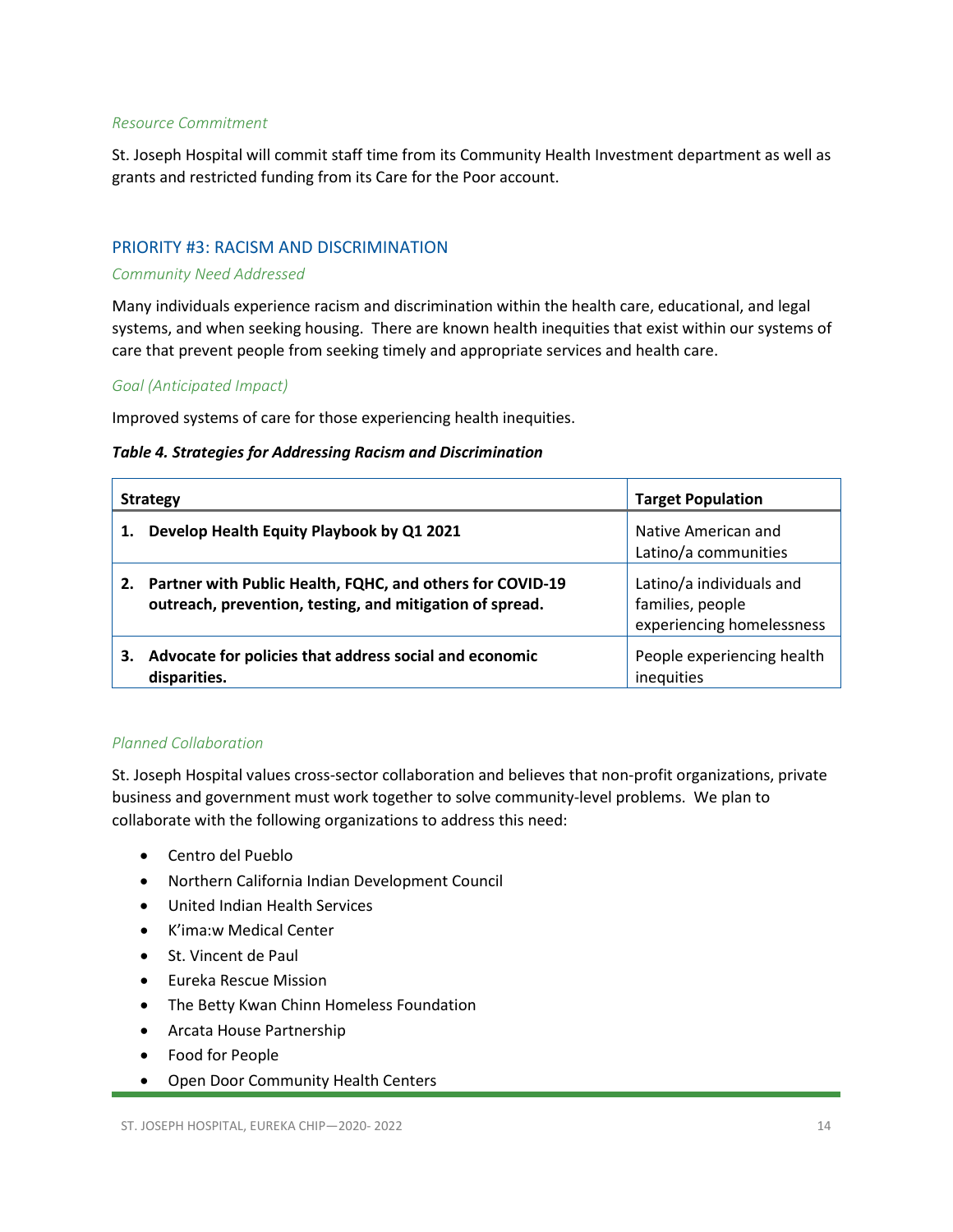*Resource Commitment*

St. Joseph Hospital will commit staff time from its Community Health Investment department as well as grants and restricted funding from its Care for the Poor account.

## PRIORITY #3: RACISM AND DISCRIMINATION

*Community Need Addressed*

Many individuals experience racism and discrimination within the health care, educational, and legal systems, and when seeking housing. There are known health inequities that exist within our systems of care that prevent people from seeking timely and appropriate services and health care.

*Goal (Anticipated Impact)*

Improved systems of care for those experiencing health inequities.

***Table 4. Strategies for Addressing Racism and Discrimination***

| Strategy | Target Population |
|---|---|
| **1. Develop Health Equity Playbook by Q1 2021** | Native American and Latino/a communities |
| **2. Partner with Public Health, FQHC, and others for COVID-19 outreach, prevention, testing, and mitigation of spread.** | Latino/a individuals and families, people experiencing homelessness |
| **3. Advocate for policies that address social and economic disparities.** | People experiencing health inequities |

*Planned Collaboration*

St. Joseph Hospital values cross-sector collaboration and believes that non-profit organizations, private business and government must work together to solve community-level problems. We plan to collaborate with the following organizations to address this need:

- Centro del Pueblo
- Northern California Indian Development Council
- United Indian Health Services
- K'ima:w Medical Center
- St. Vincent de Paul
- Eureka Rescue Mission
- The Betty Kwan Chinn Homeless Foundation
- Arcata House Partnership
- Food for People
- Open Door Community Health Centers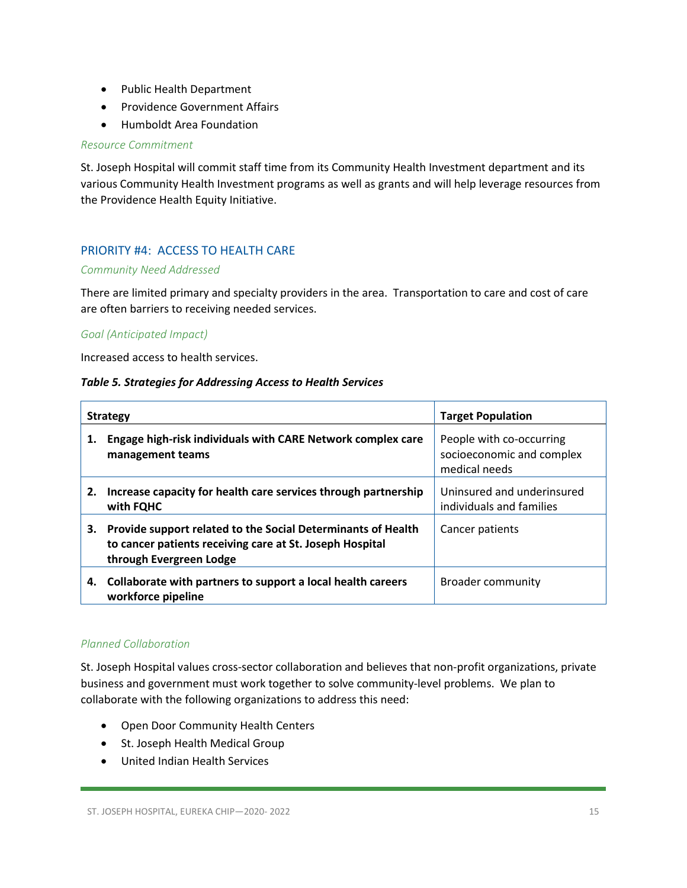- Public Health Department
- Providence Government Affairs
- Humboldt Area Foundation

*Resource Commitment*

St. Joseph Hospital will commit staff time from its Community Health Investment department and its various Community Health Investment programs as well as grants and will help leverage resources from the Providence Health Equity Initiative.

## PRIORITY #4: ACCESS TO HEALTH CARE

*Community Need Addressed*

There are limited primary and specialty providers in the area. Transportation to care and cost of care are often barriers to receiving needed services.

*Goal (Anticipated Impact)*

Increased access to health services.

***Table 5. Strategies for Addressing Access to Health Services***

| Strategy | Target Population |
|---|---|
| **1. Engage high-risk individuals with CARE Network complex care management teams** | People with co-occurring socioeconomic and complex medical needs |
| **2. Increase capacity for health care services through partnership with FQHC** | Uninsured and underinsured individuals and families |
| **3. Provide support related to the Social Determinants of Health to cancer patients receiving care at St. Joseph Hospital through Evergreen Lodge** | Cancer patients |
| **4. Collaborate with partners to support a local health careers workforce pipeline** | Broader community |

*Planned Collaboration*

St. Joseph Hospital values cross-sector collaboration and believes that non-profit organizations, private business and government must work together to solve community-level problems. We plan to collaborate with the following organizations to address this need:

- Open Door Community Health Centers
- St. Joseph Health Medical Group
- United Indian Health Services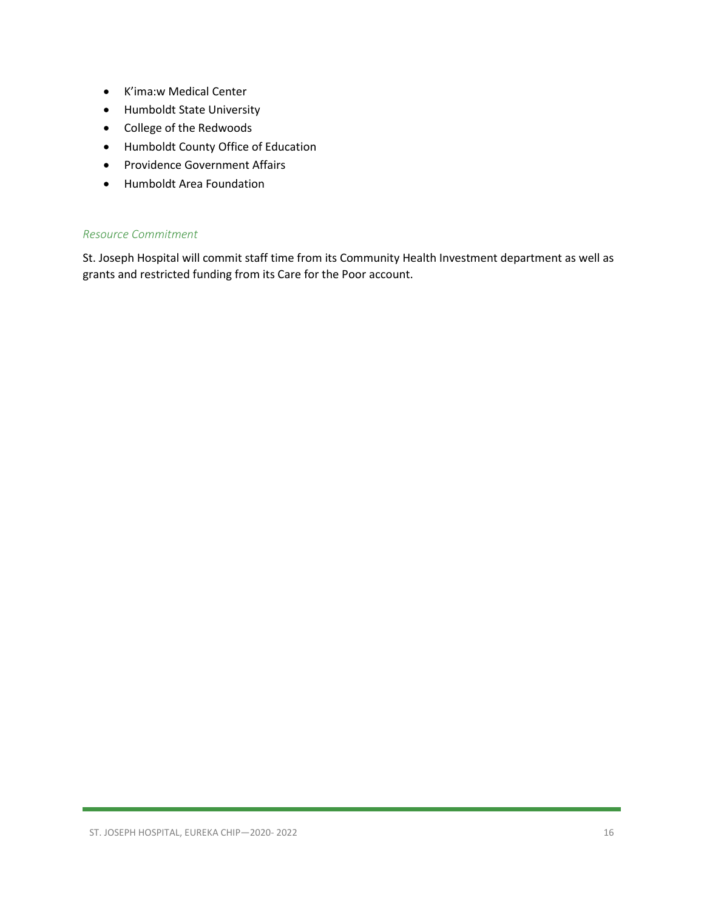- K'ima:w Medical Center
- Humboldt State University
- College of the Redwoods
- Humboldt County Office of Education
- Providence Government Affairs
- Humboldt Area Foundation

### *Resource Commitment*

St. Joseph Hospital will commit staff time from its Community Health Investment department as well as grants and restricted funding from its Care for the Poor account.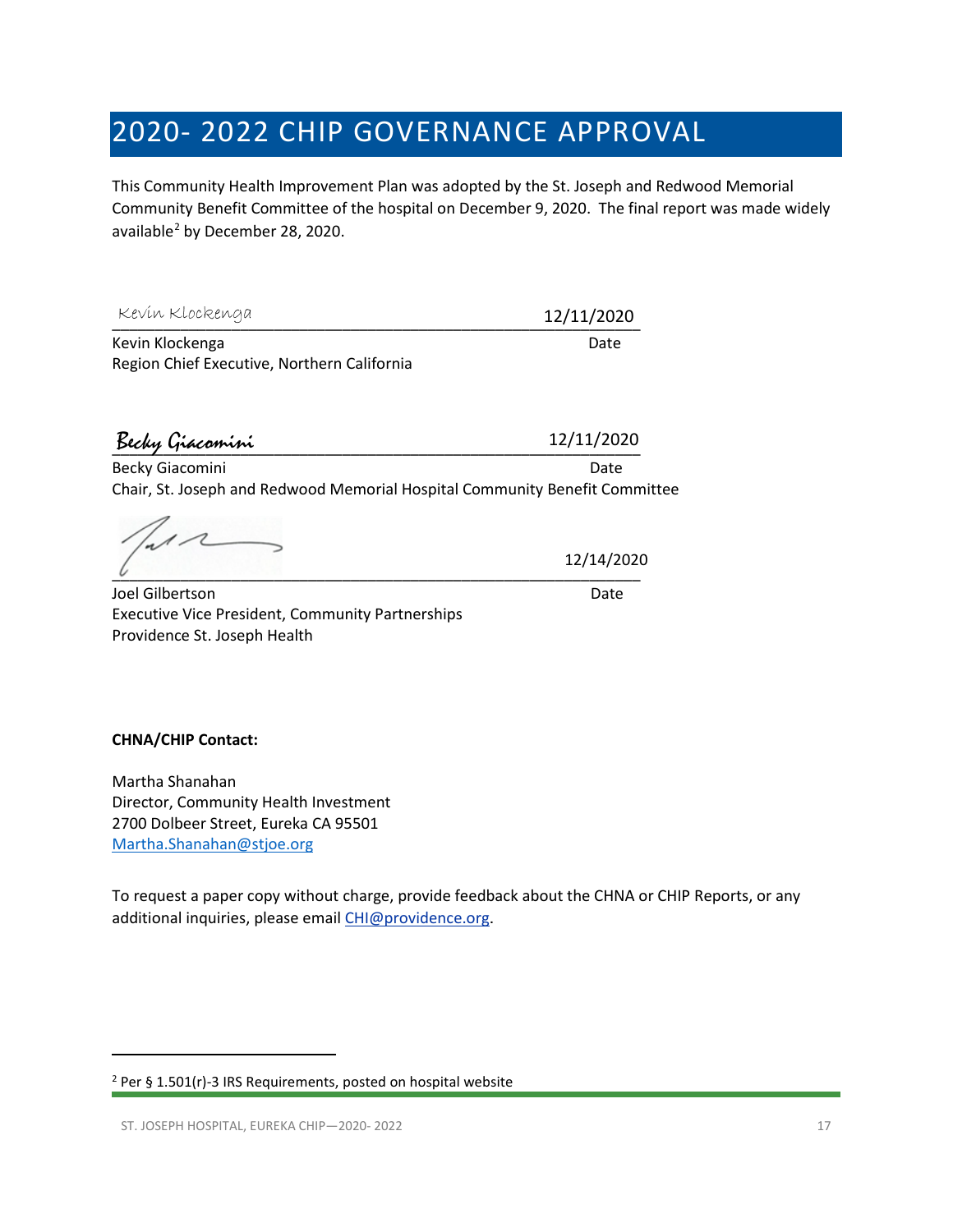# 2020- 2022 CHIP GOVERNANCE APPROVAL

This Community Health Improvement Plan was adopted by the St. Joseph and Redwood Memorial Community Benefit Committee of the hospital on December 9, 2020. The final report was made widely available[2] by December 28, 2020.

Kevin Klockenga 12/11/2020

Kevin Klockenga Date
Region Chief Executive, Northern California

Becky Giacomini 12/11/2020

Becky Giacomini Date
Chair, St. Joseph and Redwood Memorial Hospital Community Benefit Committee

12/14/2020

Joel Gilbertson Date
Executive Vice President, Community Partnerships
Providence St. Joseph Health

**CHNA/CHIP Contact:**

Martha Shanahan
Director, Community Health Investment
2700 Dolbeer Street, Eureka CA 95501
Martha.Shanahan@stjoe.org

To request a paper copy without charge, provide feedback about the CHNA or CHIP Reports, or any additional inquiries, please email CHI@providence.org.

[2] Per § 1.501(r)-3 IRS Requirements, posted on hospital website